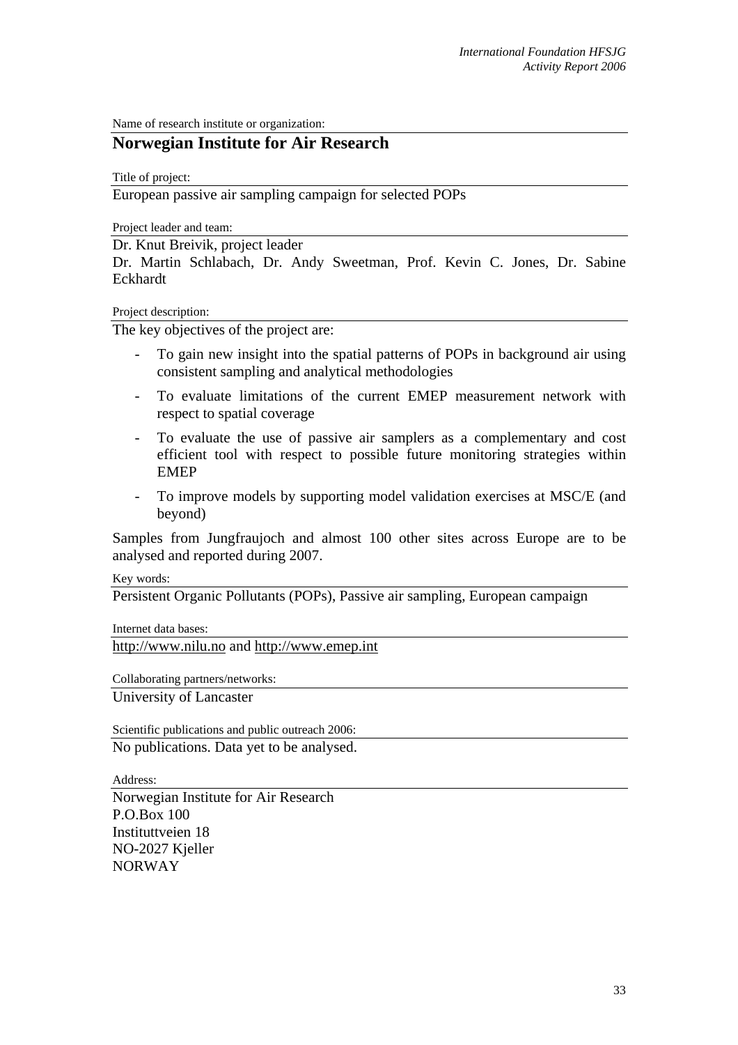Name of research institute or organization:

## Norwegian Institute for Air Research

Title of project:

European passive air sampling campaign for selected POPs

Project leader and team:

Dr. Knut Breivik, project leader

Dr. Martin Schlabach, Dr. Andy Sweetman, Prof. Kevin C. Jones, Dr. Sabine Eckhardt

Project description:

The key objectives of the project are:

- To gain new insight into the spatial patterns of POPs in background air using consistent sampling and analytical methodologies
- To evaluate limitations of the current EMEP measurement network with respect to spatial coverage
- To evaluate the use of passive air samplers as a complementary and cost efficient tool with respect to possible future monitoring strategies within EMEP
- To improve models by supporting model validation exercises at MSC/E (and beyond)

Samples from Jungfraujoch and almost 100 other sites across Europe are to be analysed and reported during 2007.

Key words:

Persistent Organic Pollutants (POPs), Passive air sampling, European campaign

Internet data bases:

http://www.nilu.no and http://www.emep.int

Collaborating partners/networks:

University of Lancaster

Scientific publications and public outreach 2006:

No publications. Data yet to be analysed.

Address:

Norwegian Institute for Air Research
P.O.Box 100
Instituttveien 18
NO-2027 Kjeller
NORWAY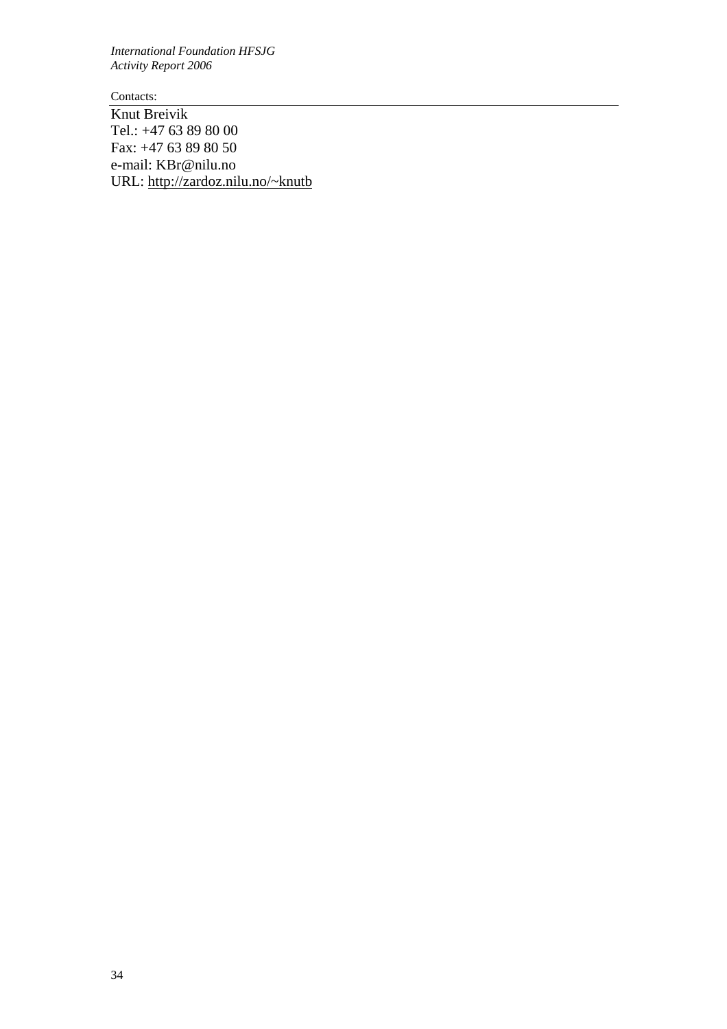Contacts:

Knut Breivik
Tel.: +47 63 89 80 00
Fax: +47 63 89 80 50
e-mail: KBr@nilu.no
URL: http://zardoz.nilu.no/~knutb